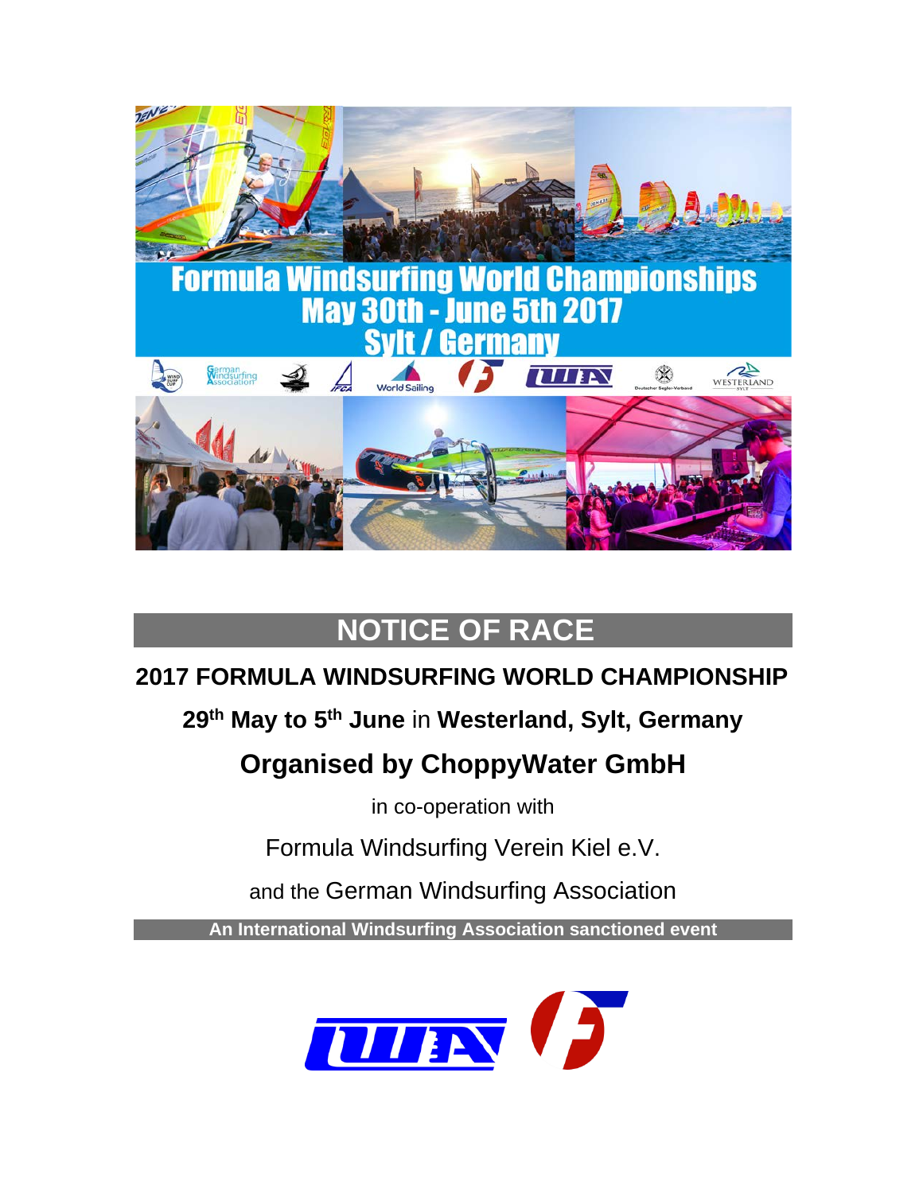# NOTICE OF RACE

## 2017 FORMULA WINDSURFING WORLD CHAMPIONSHIP

**29th May to 5th June** in **Westerland, Sylt, Germany**

## Organised by ChoppyWater GmbH

in co-operation with

Formula Windsurfing Verein Kiel e.V.

and the German Windsurfing Association

**An International Windsurfing Association sanctioned event**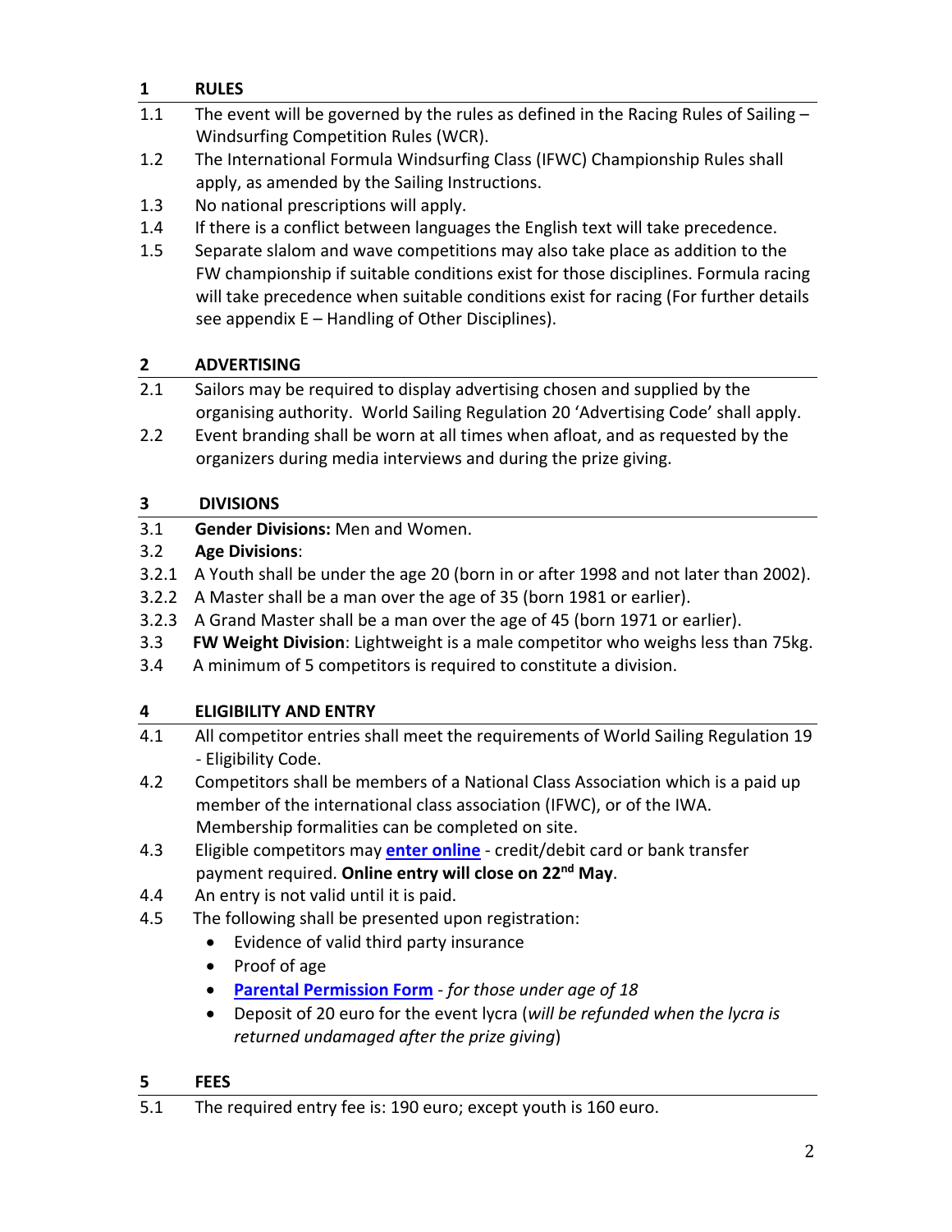## 1 RULES

1.1 The event will be governed by the rules as defined in the Racing Rules of Sailing – Windsurfing Competition Rules (WCR).

1.2 The International Formula Windsurfing Class (IFWC) Championship Rules shall apply, as amended by the Sailing Instructions.

1.3 No national prescriptions will apply.

1.4 If there is a conflict between languages the English text will take precedence.

1.5 Separate slalom and wave competitions may also take place as addition to the FW championship if suitable conditions exist for those disciplines. Formula racing will take precedence when suitable conditions exist for racing (For further details see appendix E – Handling of Other Disciplines).

## 2 ADVERTISING

2.1 Sailors may be required to display advertising chosen and supplied by the organising authority. World Sailing Regulation 20 'Advertising Code' shall apply.

2.2 Event branding shall be worn at all times when afloat, and as requested by the organizers during media interviews and during the prize giving.

## 3 DIVISIONS

3.1 **Gender Divisions:** Men and Women.

3.2 **Age Divisions**:

3.2.1 A Youth shall be under the age 20 (born in or after 1998 and not later than 2002).

3.2.2 A Master shall be a man over the age of 35 (born 1981 or earlier).

3.2.3 A Grand Master shall be a man over the age of 45 (born 1971 or earlier).

3.3 **FW Weight Division**: Lightweight is a male competitor who weighs less than 75kg.

3.4 A minimum of 5 competitors is required to constitute a division.

## 4 ELIGIBILITY AND ENTRY

4.1 All competitor entries shall meet the requirements of World Sailing Regulation 19 - Eligibility Code.

4.2 Competitors shall be members of a National Class Association which is a paid up member of the international class association (IFWC), or of the IWA. Membership formalities can be completed on site.

4.3 Eligible competitors may **enter online** - credit/debit card or bank transfer payment required. **Online entry will close on 22nd May**.

4.4 An entry is not valid until it is paid.

4.5 The following shall be presented upon registration:

- Evidence of valid third party insurance
- Proof of age
- **Parental Permission Form** - *for those under age of 18*
- Deposit of 20 euro for the event lycra (*will be refunded when the lycra is returned undamaged after the prize giving*)

## 5 FEES

5.1 The required entry fee is: 190 euro; except youth is 160 euro.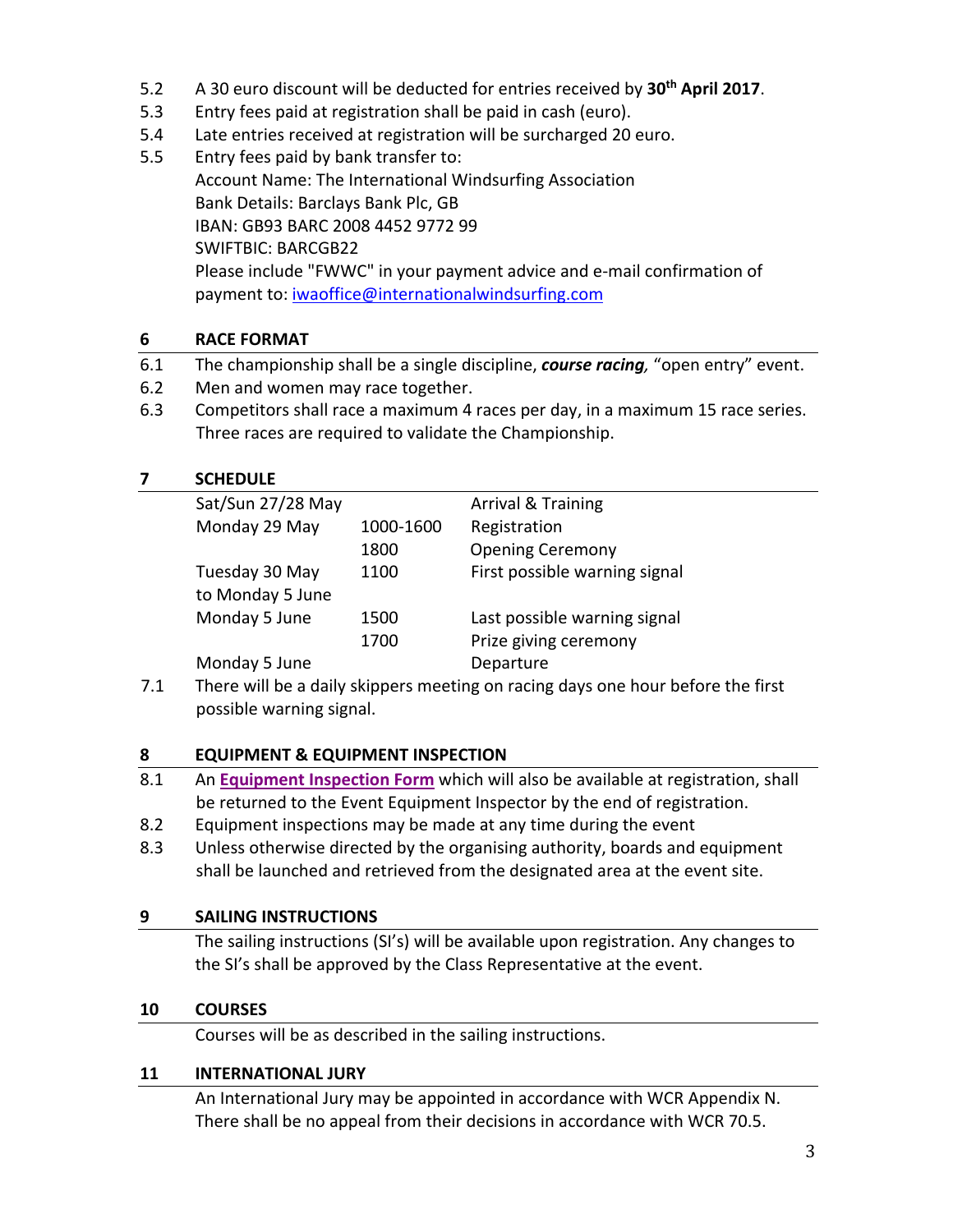5.2 A 30 euro discount will be deducted for entries received by **30th April 2017**.

5.3 Entry fees paid at registration shall be paid in cash (euro).

5.4 Late entries received at registration will be surcharged 20 euro.

5.5 Entry fees paid by bank transfer to:
Account Name: The International Windsurfing Association
Bank Details: Barclays Bank Plc, GB
IBAN: GB93 BARC 2008 4452 9772 99
SWIFTBIC: BARCGB22
Please include "FWWC" in your payment advice and e-mail confirmation of payment to: iwaoffice@internationalwindsurfing.com

## 6 RACE FORMAT

6.1 The championship shall be a single discipline, ***course racing,*** "open entry" event.

6.2 Men and women may race together.

6.3 Competitors shall race a maximum 4 races per day, in a maximum 15 race series. Three races are required to validate the Championship.

## 7 SCHEDULE

| | | |
|---|---|---|
| Sat/Sun 27/28 May | | Arrival & Training |
| Monday 29 May | 1000-1600 | Registration |
| | 1800 | Opening Ceremony |
| Tuesday 30 May to Monday 5 June | 1100 | First possible warning signal |
| Monday 5 June | 1500 | Last possible warning signal |
| | 1700 | Prize giving ceremony |
| Monday 5 June | | Departure |

7.1 There will be a daily skippers meeting on racing days one hour before the first possible warning signal.

## 8 EQUIPMENT & EQUIPMENT INSPECTION

8.1 An **Equipment Inspection Form** which will also be available at registration, shall be returned to the Event Equipment Inspector by the end of registration.

8.2 Equipment inspections may be made at any time during the event

8.3 Unless otherwise directed by the organising authority, boards and equipment shall be launched and retrieved from the designated area at the event site.

## 9 SAILING INSTRUCTIONS

The sailing instructions (SI's) will be available upon registration. Any changes to the SI's shall be approved by the Class Representative at the event.

## 10 COURSES

Courses will be as described in the sailing instructions.

## 11 INTERNATIONAL JURY

An International Jury may be appointed in accordance with WCR Appendix N. There shall be no appeal from their decisions in accordance with WCR 70.5.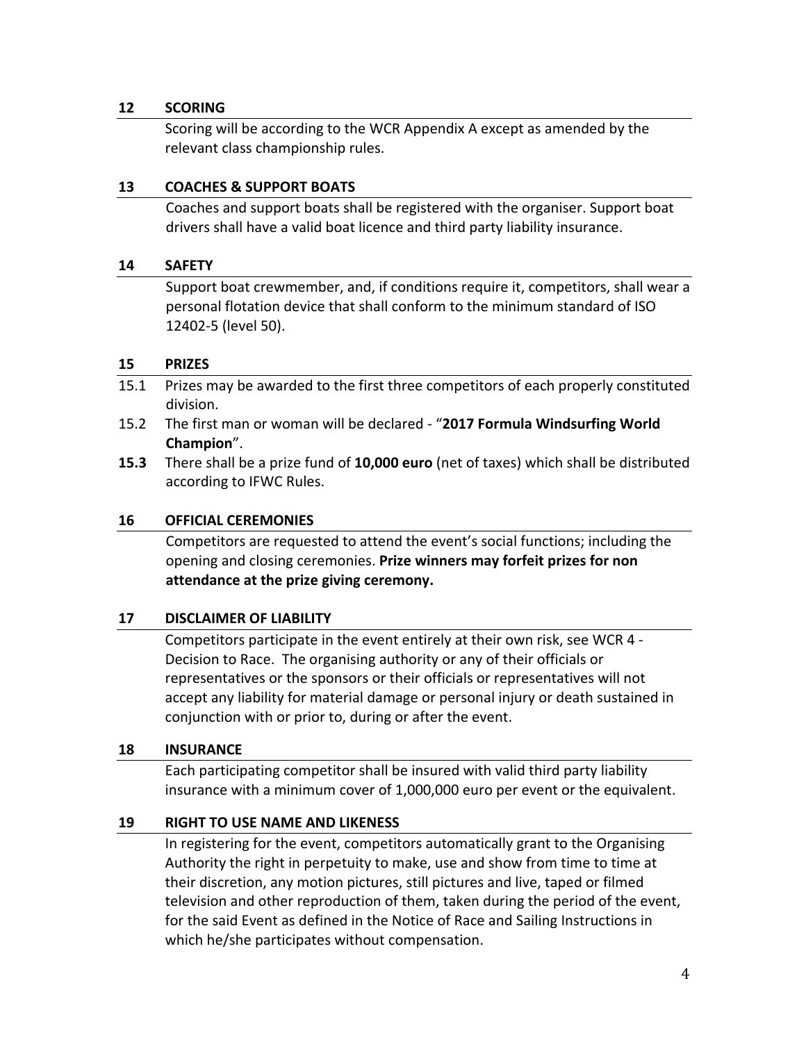## 12 SCORING

Scoring will be according to the WCR Appendix A except as amended by the relevant class championship rules.

## 13 COACHES & SUPPORT BOATS

Coaches and support boats shall be registered with the organiser. Support boat drivers shall have a valid boat licence and third party liability insurance.

## 14 SAFETY

Support boat crewmember, and, if conditions require it, competitors, shall wear a personal flotation device that shall conform to the minimum standard of ISO 12402-5 (level 50).

## 15 PRIZES

15.1 Prizes may be awarded to the first three competitors of each properly constituted division.

15.2 The first man or woman will be declared - "**2017 Formula Windsurfing World Champion**".

**15.3** There shall be a prize fund of **10,000 euro** (net of taxes) which shall be distributed according to IFWC Rules.

## 16 OFFICIAL CEREMONIES

Competitors are requested to attend the event's social functions; including the opening and closing ceremonies. **Prize winners may forfeit prizes for non attendance at the prize giving ceremony.**

## 17 DISCLAIMER OF LIABILITY

Competitors participate in the event entirely at their own risk, see WCR 4 - Decision to Race. The organising authority or any of their officials or representatives or the sponsors or their officials or representatives will not accept any liability for material damage or personal injury or death sustained in conjunction with or prior to, during or after the event.

## 18 INSURANCE

Each participating competitor shall be insured with valid third party liability insurance with a minimum cover of 1,000,000 euro per event or the equivalent.

## 19 RIGHT TO USE NAME AND LIKENESS

In registering for the event, competitors automatically grant to the Organising Authority the right in perpetuity to make, use and show from time to time at their discretion, any motion pictures, still pictures and live, taped or filmed television and other reproduction of them, taken during the period of the event, for the said Event as defined in the Notice of Race and Sailing Instructions in which he/she participates without compensation.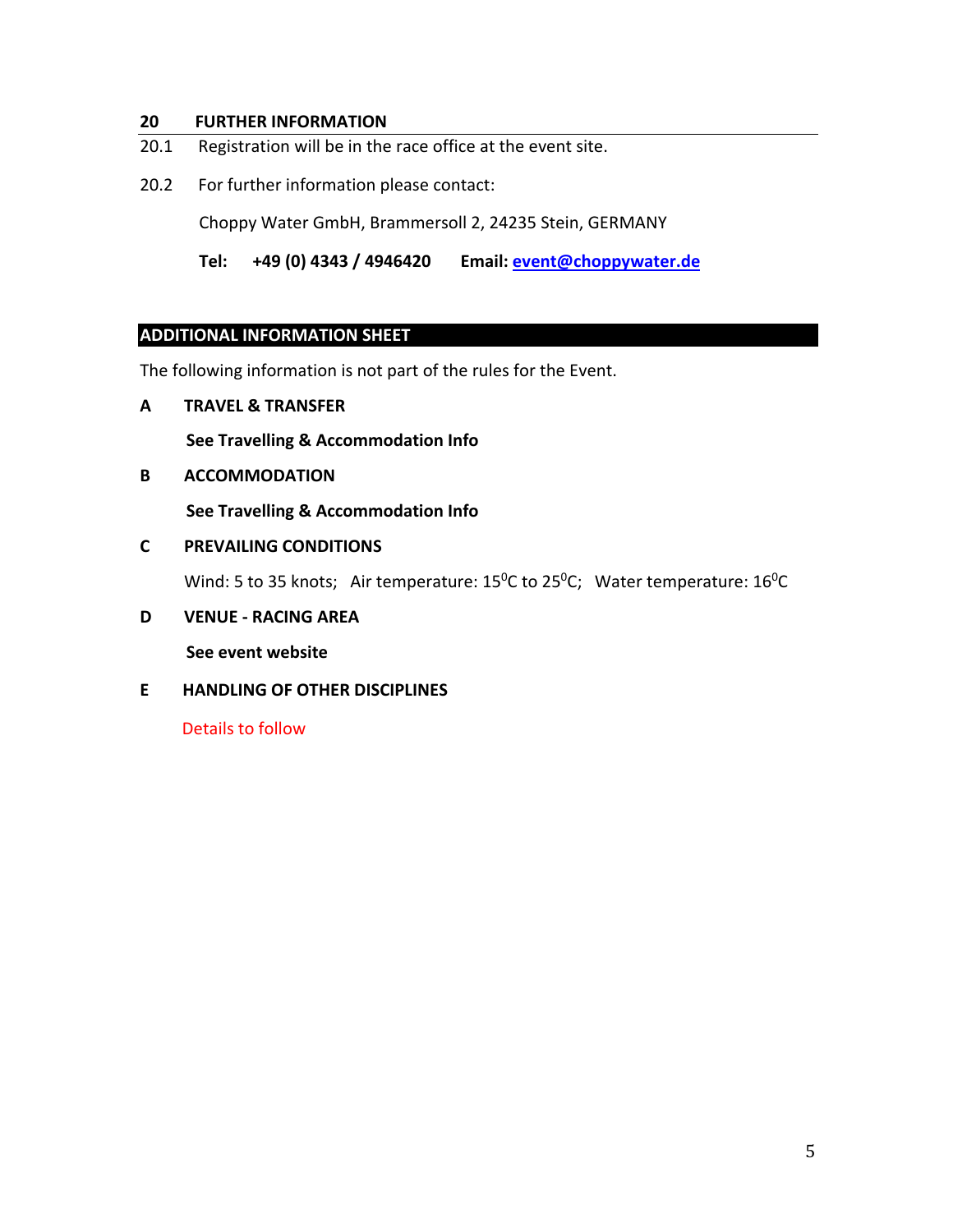## 20 FURTHER INFORMATION

20.1 Registration will be in the race office at the event site.

20.2 For further information please contact:

Choppy Water GmbH, Brammersoll 2, 24235 Stein, GERMANY

**Tel: +49 (0) 4343 / 4946420** **Email:** **event@choppywater.de**

## ADDITIONAL INFORMATION SHEET

The following information is not part of the rules for the Event.

### A TRAVEL & TRANSFER

**See Travelling & Accommodation Info**

### B ACCOMMODATION

**See Travelling & Accommodation Info**

### C PREVAILING CONDITIONS

Wind: 5 to 35 knots; Air temperature: 15$^{0}$C to 25$^{0}$C; Water temperature: 16$^{0}$C

### D VENUE - RACING AREA

**See event website**

### E HANDLING OF OTHER DISCIPLINES

Details to follow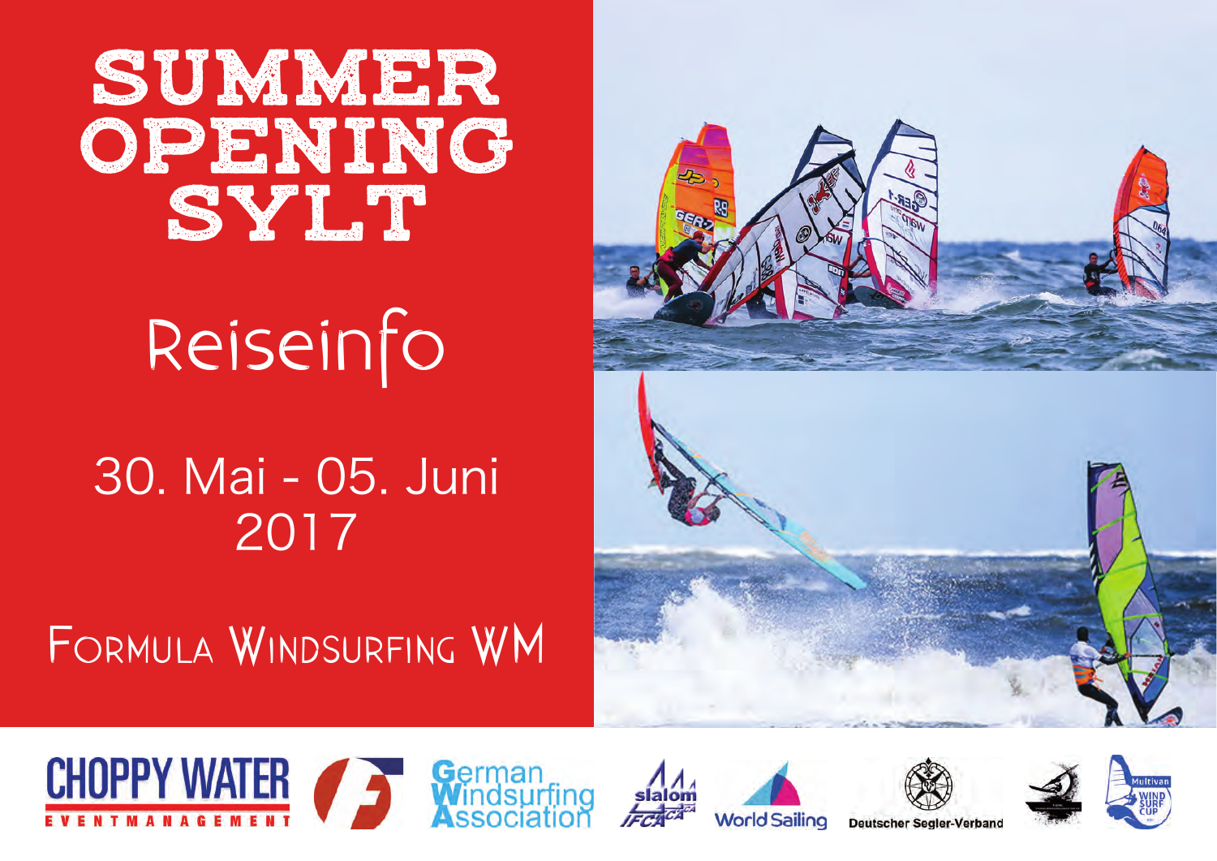# SUMMER OPENING SYLT

## Reiseinfo

30. Mai - 05. Juni 2017

FORMULA WINDSURFING WM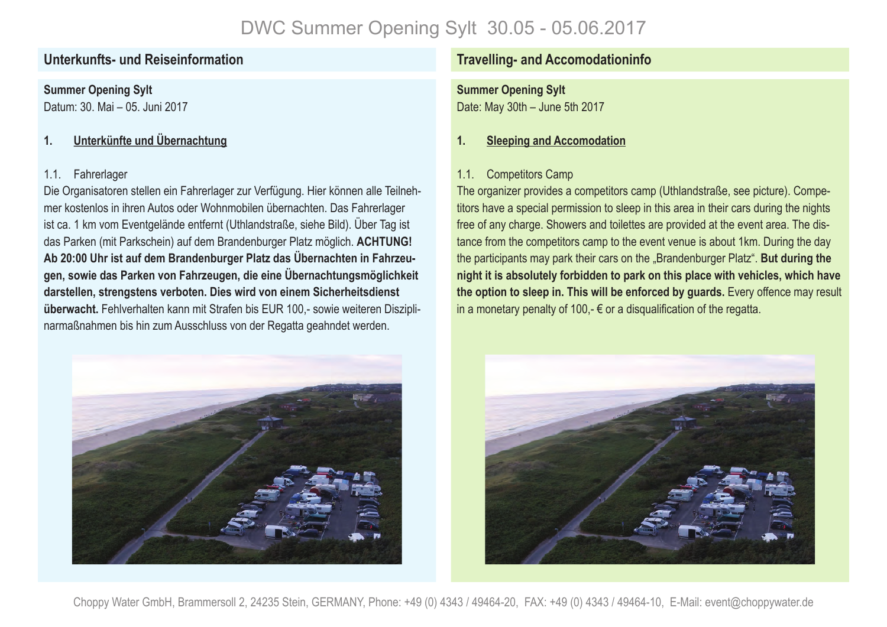# DWC Summer Opening Sylt 30.05 - 05.06.2017

## Unterkunfts- und Reiseinformation

**Summer Opening Sylt**
Datum: 30. Mai – 05. Juni 2017

### 1. Unterkünfte und Übernachtung

1.1. Fahrerlager

Die Organisatoren stellen ein Fahrerlager zur Verfügung. Hier können alle Teilnehmer kostenlos in ihren Autos oder Wohnmobilen übernachten. Das Fahrerlager ist ca. 1 km vom Eventgelände entfernt (Uthlandstraße, siehe Bild). Über Tag ist das Parken (mit Parkschein) auf dem Brandenburger Platz möglich. **ACHTUNG! Ab 20:00 Uhr ist auf dem Brandenburger Platz das Übernachten in Fahrzeugen, sowie das Parken von Fahrzeugen, die eine Übernachtungsmöglichkeit darstellen, strengstens verboten. Dies wird von einem Sicherheitsdienst überwacht.** Fehlverhalten kann mit Strafen bis EUR 100,- sowie weiteren Disziplinarmaßnahmen bis hin zum Ausschluss von der Regatta geahndet werden.

## Travelling- and Accomodationinfo

**Summer Opening Sylt**
Date: May 30th – June 5th 2017

### 1. Sleeping and Accomodation

1.1. Competitors Camp

The organizer provides a competitors camp (Uthlandstraße, see picture). Competitors have a special permission to sleep in this area in their cars during the nights free of any charge. Showers and toilettes are provided at the event area. The distance from the competitors camp to the event venue is about 1km. During the day the participants may park their cars on the „Brandenburger Platz". **But during the night it is absolutely forbidden to park on this place with vehicles, which have the option to sleep in. This will be enforced by guards.** Every offence may result in a monetary penalty of 100,- € or a disqualification of the regatta.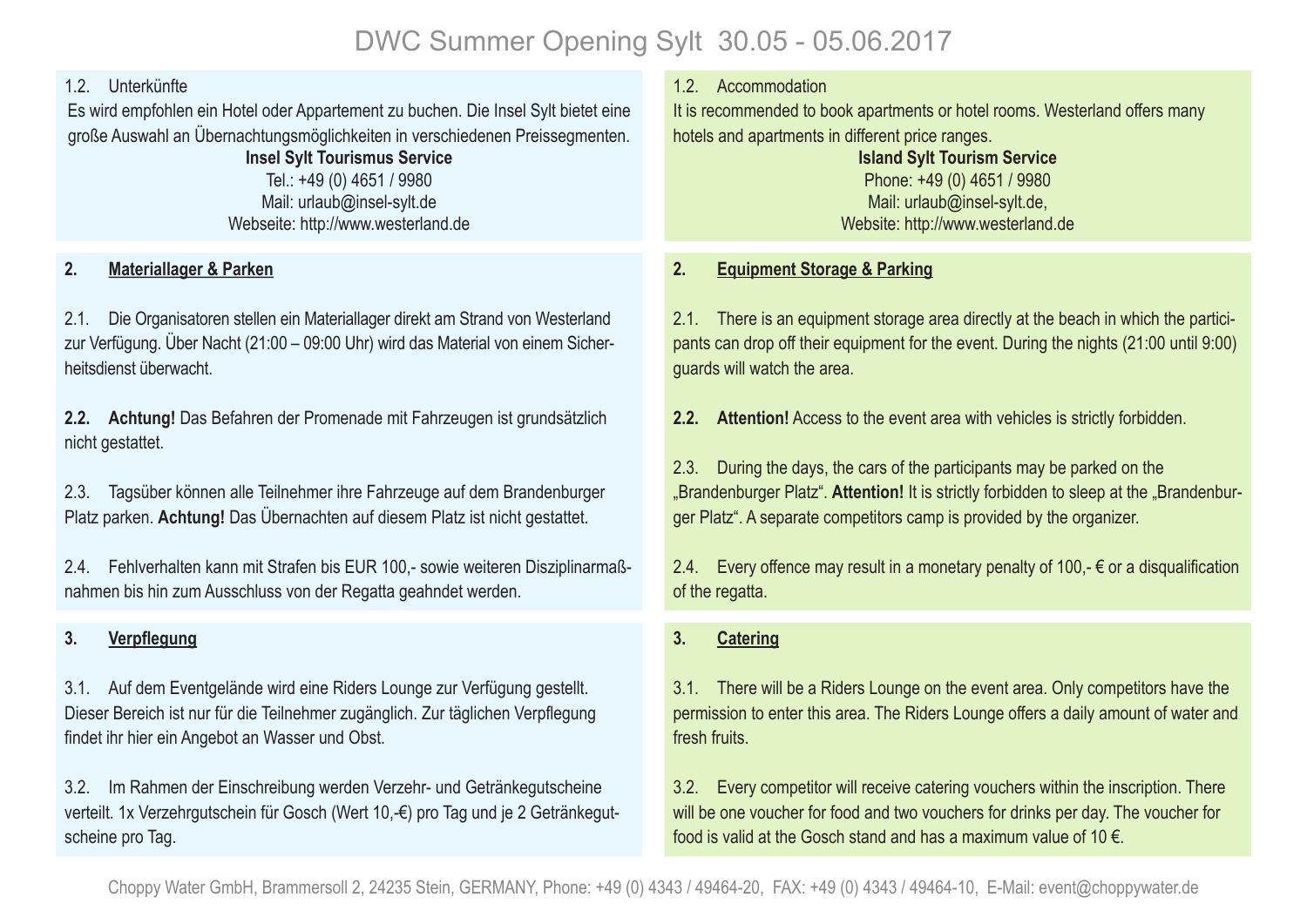# DWC Summer Opening Sylt 30.05 - 05.06.2017

1.2. Unterkünfte

Es wird empfohlen ein Hotel oder Appartement zu buchen. Die Insel Sylt bietet eine große Auswahl an Übernachtungsmöglichkeiten in verschiedenen Preissegmenten.

**Insel Sylt Tourismus Service**
Tel.: +49 (0) 4651 / 9980
Mail: urlaub@insel-sylt.de
Webseite: http://www.westerland.de

## 2. Materiallager & Parken

2.1. Die Organisatoren stellen ein Materiallager direkt am Strand von Westerland zur Verfügung. Über Nacht (21:00 – 09:00 Uhr) wird das Material von einem Sicherheitsdienst überwacht.

**2.2. Achtung!** Das Befahren der Promenade mit Fahrzeugen ist grundsätzlich nicht gestattet.

2.3. Tagsüber können alle Teilnehmer ihre Fahrzeuge auf dem Brandenburger Platz parken. **Achtung!** Das Übernachten auf diesem Platz ist nicht gestattet.

2.4. Fehlverhalten kann mit Strafen bis EUR 100,- sowie weiteren Disziplinarmaßnahmen bis hin zum Ausschluss von der Regatta geahndet werden.

## 3. Verpflegung

3.1. Auf dem Eventgelände wird eine Riders Lounge zur Verfügung gestellt. Dieser Bereich ist nur für die Teilnehmer zugänglich. Zur täglichen Verpflegung findet ihr hier ein Angebot an Wasser und Obst.

3.2. Im Rahmen der Einschreibung werden Verzehr- und Getränkegutscheine verteilt. 1x Verzehrgutschein für Gosch (Wert 10,-€) pro Tag und je 2 Getränkegutscheine pro Tag.

1.2. Accommodation

It is recommended to book apartments or hotel rooms. Westerland offers many hotels and apartments in different price ranges.

**Island Sylt Tourism Service**
Phone: +49 (0) 4651 / 9980
Mail: urlaub@insel-sylt.de,
Website: http://www.westerland.de

## 2. Equipment Storage & Parking

2.1. There is an equipment storage area directly at the beach in which the participants can drop off their equipment for the event. During the nights (21:00 until 9:00) guards will watch the area.

**2.2. Attention!** Access to the event area with vehicles is strictly forbidden.

2.3. During the days, the cars of the participants may be parked on the „Brandenburger Platz“. **Attention!** It is strictly forbidden to sleep at the „Brandenburger Platz“. A separate competitors camp is provided by the organizer.

2.4. Every offence may result in a monetary penalty of 100,- € or a disqualification of the regatta.

## 3. Catering

3.1. There will be a Riders Lounge on the event area. Only competitors have the permission to enter this area. The Riders Lounge offers a daily amount of water and fresh fruits.

3.2. Every competitor will receive catering vouchers within the inscription. There will be one voucher for food and two vouchers for drinks per day. The voucher for food is valid at the Gosch stand and has a maximum value of 10 €.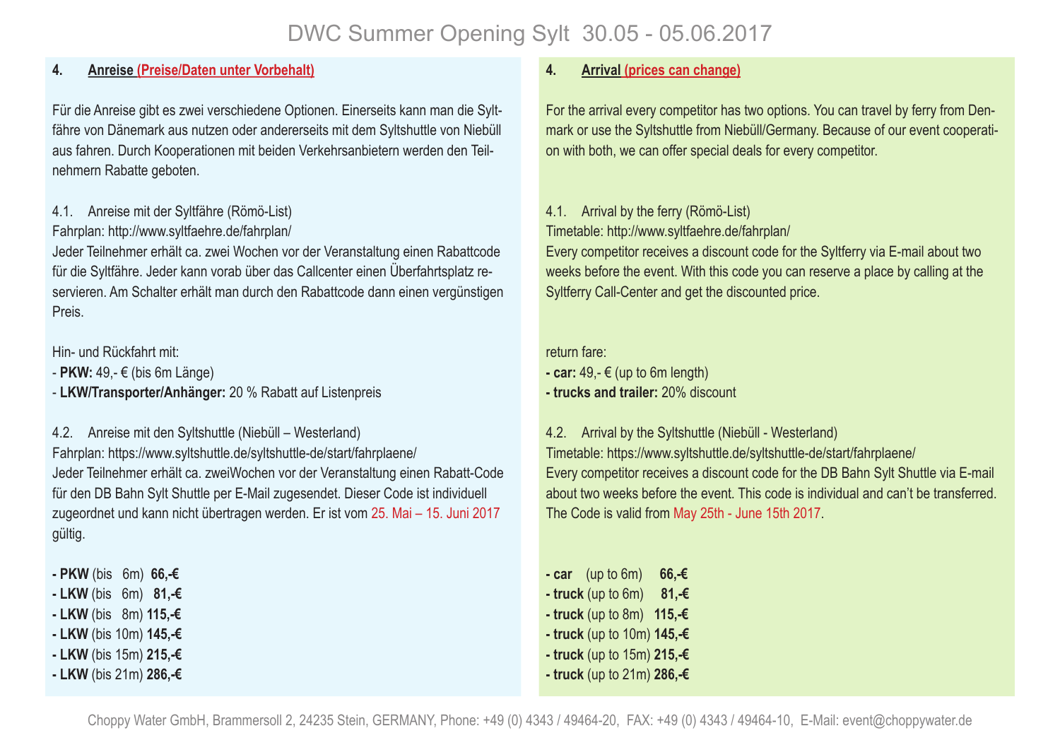# DWC Summer Opening Sylt 30.05 - 05.06.2017

## 4. Anreise (Preise/Daten unter Vorbehalt)

Für die Anreise gibt es zwei verschiedene Optionen. Einerseits kann man die Syltfähre von Dänemark aus nutzen oder andererseits mit dem Syltshuttle von Niebüll aus fahren. Durch Kooperationen mit beiden Verkehrsanbietern werden den Teilnehmern Rabatte geboten.

### 4.1. Anreise mit der Syltfähre (Römö-List)

Fahrplan: http://www.syltfaehre.de/fahrplan/
Jeder Teilnehmer erhält ca. zwei Wochen vor der Veranstaltung einen Rabattcode für die Syltfähre. Jeder kann vorab über das Callcenter einen Überfahrtsplatz reservieren. Am Schalter erhält man durch den Rabattcode dann einen vergünstigen Preis.

Hin- und Rückfahrt mit:
- **PKW:** 49,- € (bis 6m Länge)
- **LKW/Transporter/Anhänger:** 20 % Rabatt auf Listenpreis

### 4.2. Anreise mit den Syltshuttle (Niebüll – Westerland)

Fahrplan: https://www.syltshuttle.de/syltshuttle-de/start/fahrplaene/
Jeder Teilnehmer erhält ca. zweiWochen vor der Veranstaltung einen Rabatt-Code für den DB Bahn Sylt Shuttle per E-Mail zugesendet. Dieser Code ist individuell zugeordnet und kann nicht übertragen werden. Er ist vom 25. Mai – 15. Juni 2017 gültig.

- **PKW** (bis 6m) **66,-€**
- **LKW** (bis 6m) **81,-€**
- **LKW** (bis 8m) **115,-€**
- **LKW** (bis 10m) **145,-€**
- **LKW** (bis 15m) **215,-€**
- **LKW** (bis 21m) **286,-€**

## 4. Arrival (prices can change)

For the arrival every competitor has two options. You can travel by ferry from Denmark or use the Syltshuttle from Niebüll/Germany. Because of our event cooperation with both, we can offer special deals for every competitor.

### 4.1. Arrival by the ferry (Römö-List)

Timetable: http://www.syltfaehre.de/fahrplan/
Every competitor receives a discount code for the Syltferry via E-mail about two weeks before the event. With this code you can reserve a place by calling at the Syltferry Call-Center and get the discounted price.

return fare:
- **car:** 49,- € (up to 6m length)
- **trucks and trailer:** 20% discount

### 4.2. Arrival by the Syltshuttle (Niebüll - Westerland)

Timetable: https://www.syltshuttle.de/syltshuttle-de/start/fahrplaene/
Every competitor receives a discount code for the DB Bahn Sylt Shuttle via E-mail about two weeks before the event. This code is individual and can't be transferred. The Code is valid from May 25th - June 15th 2017.

- **car** (up to 6m) **66,-€**
- **truck** (up to 6m) **81,-€**
- **truck** (up to 8m) **115,-€**
- **truck** (up to 10m) **145,-€**
- **truck** (up to 15m) **215,-€**
- **truck** (up to 21m) **286,-€**

Choppy Water GmbH, Brammersoll 2, 24235 Stein, GERMANY, Phone: +49 (0) 4343 / 49464-20, FAX: +49 (0) 4343 / 49464-10, E-Mail: event@choppywater.de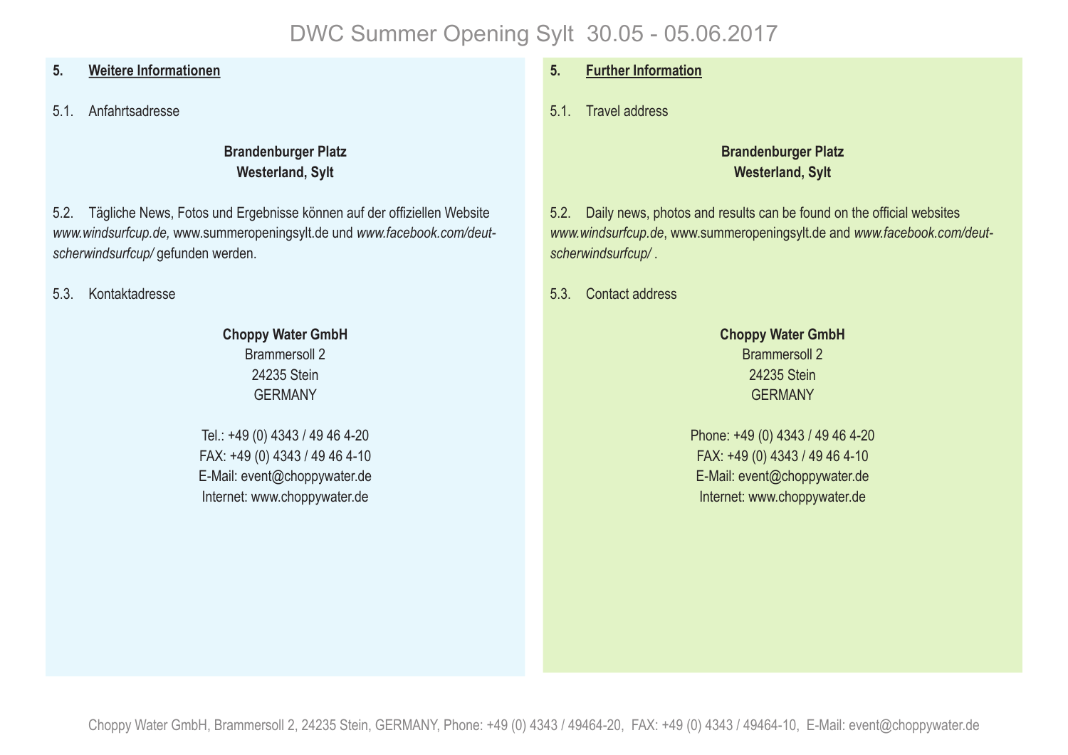## 5. <u>Weitere Informationen</u>

5.1. Anfahrtsadresse

**Brandenburger Platz**
**Westerland, Sylt**

5.2. Tägliche News, Fotos und Ergebnisse können auf der offiziellen Website *www.windsurfcup.de,* www.summeropeningsylt.de und *www.facebook.com/deutscherwindsurfcup/* gefunden werden.

5.3. Kontaktadresse

**Choppy Water GmbH**
Brammersoll 2
24235 Stein
GERMANY

Tel.: +49 (0) 4343 / 49 46 4-20
FAX: +49 (0) 4343 / 49 46 4-10
E-Mail: event@choppywater.de
Internet: www.choppywater.de

## 5. <u>Further Information</u>

5.1. Travel address

**Brandenburger Platz**
**Westerland, Sylt**

5.2. Daily news, photos and results can be found on the official websites *www.windsurfcup.de*, www.summeropeningsylt.de and *www.facebook.com/deutscherwindsurfcup/* .

5.3. Contact address

**Choppy Water GmbH**
Brammersoll 2
24235 Stein
GERMANY

Phone: +49 (0) 4343 / 49 46 4-20
FAX: +49 (0) 4343 / 49 46 4-10
E-Mail: event@choppywater.de
Internet: www.choppywater.de